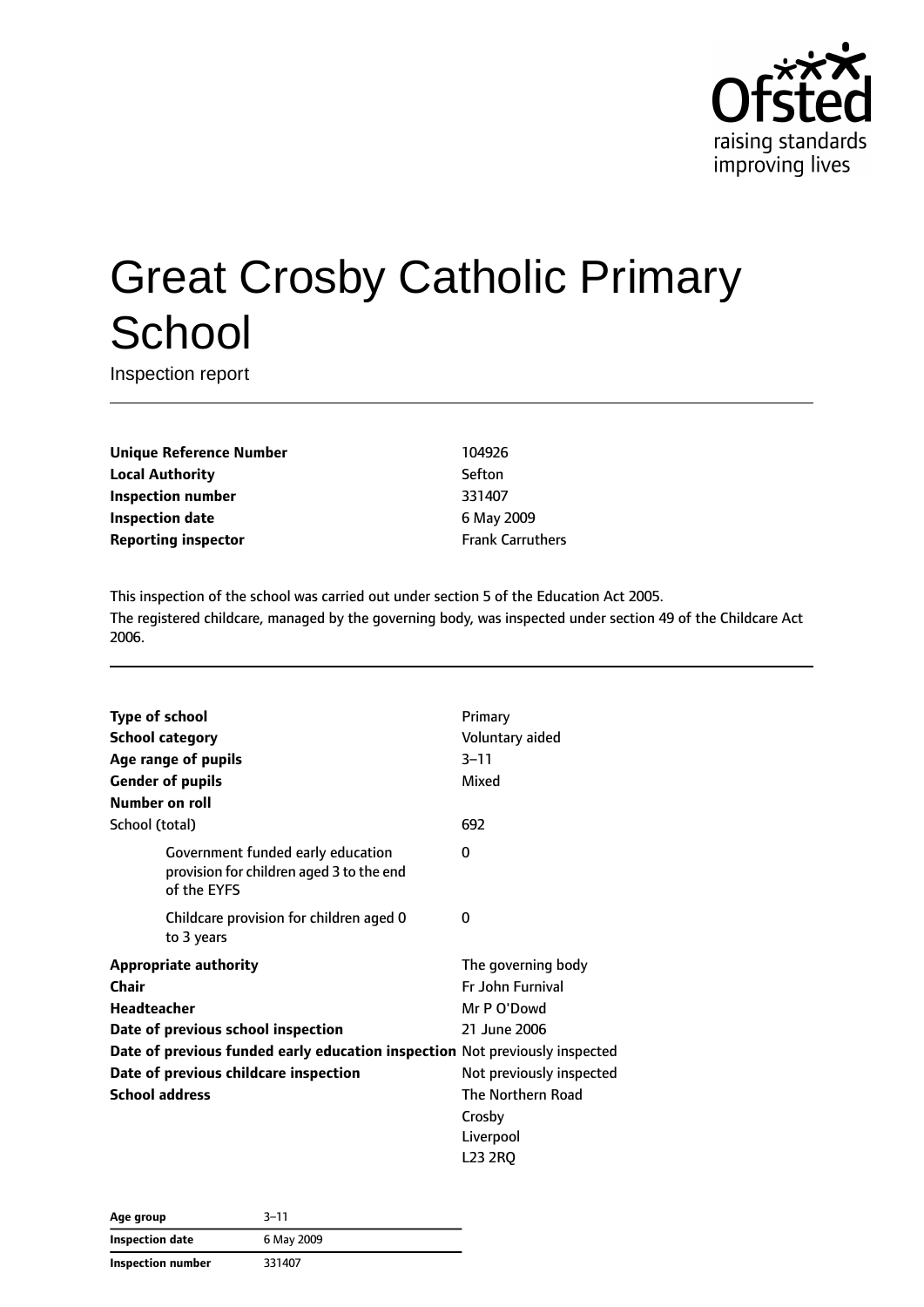# Great Crosby Catholic Primary School

Inspection report

| | |
|---|---|
| **Unique Reference Number** | 104926 |
| **Local Authority** | Sefton |
| **Inspection number** | 331407 |
| **Inspection date** | 6 May 2009 |
| **Reporting inspector** | Frank Carruthers |

This inspection of the school was carried out under section 5 of the Education Act 2005.
The registered childcare, managed by the governing body, was inspected under section 49 of the Childcare Act 2006.

| | |
|---|---|
| **Type of school** | Primary |
| **School category** | Voluntary aided |
| **Age range of pupils** | 3–11 |
| **Gender of pupils** | Mixed |
| **Number on roll** | |
| School (total) | 692 |
| Government funded early education provision for children aged 3 to the end of the EYFS | 0 |
| Childcare provision for children aged 0 to 3 years | 0 |
| **Appropriate authority** | The governing body |
| **Chair** | Fr John Furnival |
| **Headteacher** | Mr P O'Dowd |
| **Date of previous school inspection** | 21 June 2006 |
| **Date of previous funded early education inspection** | Not previously inspected |
| **Date of previous childcare inspection** | Not previously inspected |
| **School address** | The Northern Road<br>Crosby<br>Liverpool<br>L23 2RQ |

| | |
|---|---|
| **Age group** | 3–11 |
| **Inspection date** | 6 May 2009 |
| **Inspection number** | 331407 |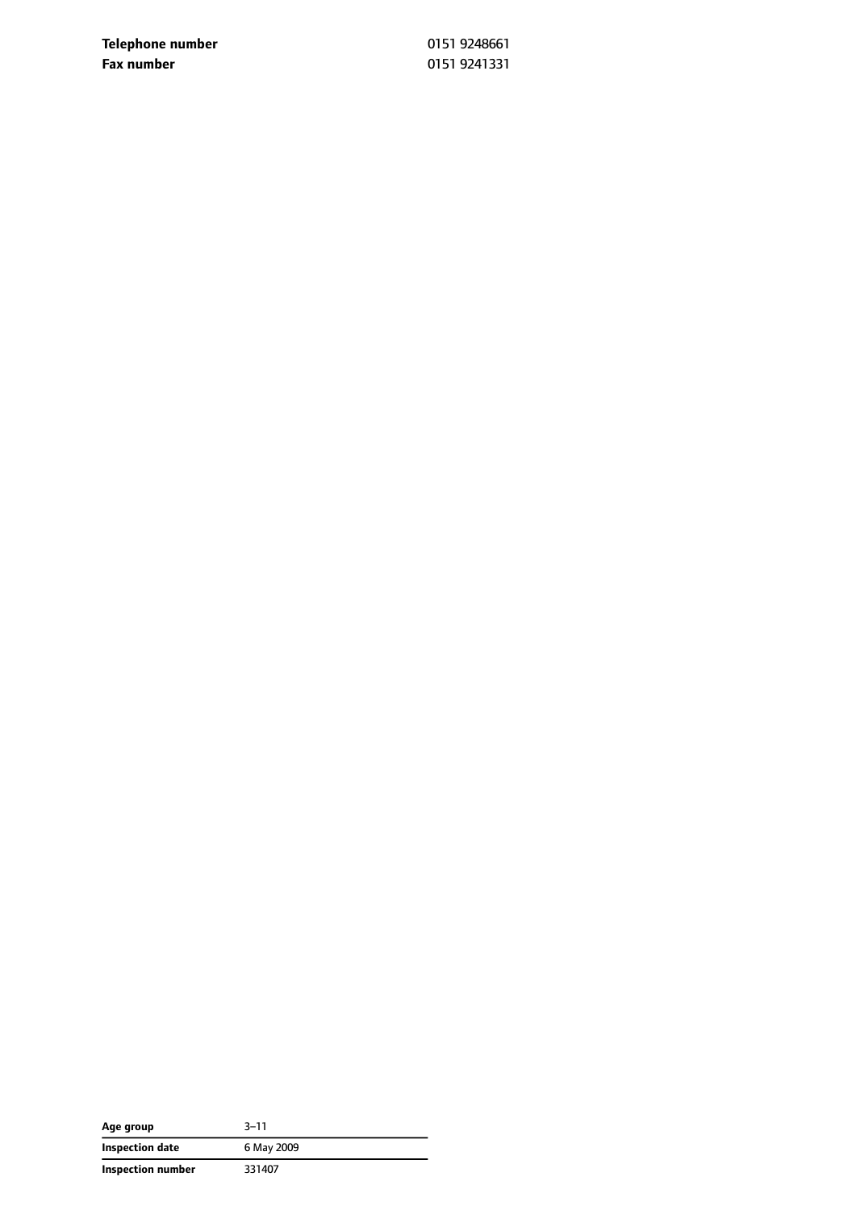| | |
|---|---|
| **Telephone number** | 0151 9248661 |
| **Fax number** | 0151 9241331 |

| | |
|---|---|
| **Age group** | 3–11 |
| **Inspection date** | 6 May 2009 |
| **Inspection number** | 331407 |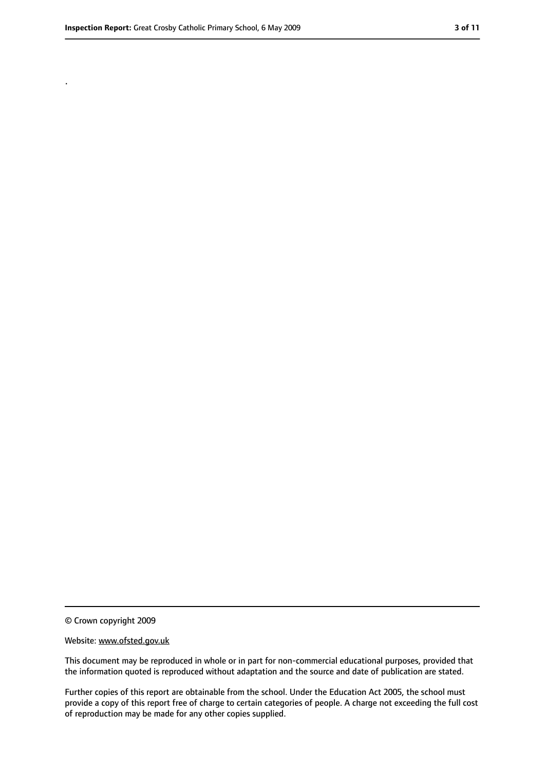.

© Crown copyright 2009

Website: www.ofsted.gov.uk

This document may be reproduced in whole or in part for non-commercial educational purposes, provided that the information quoted is reproduced without adaptation and the source and date of publication are stated.

Further copies of this report are obtainable from the school. Under the Education Act 2005, the school must provide a copy of this report free of charge to certain categories of people. A charge not exceeding the full cost of reproduction may be made for any other copies supplied.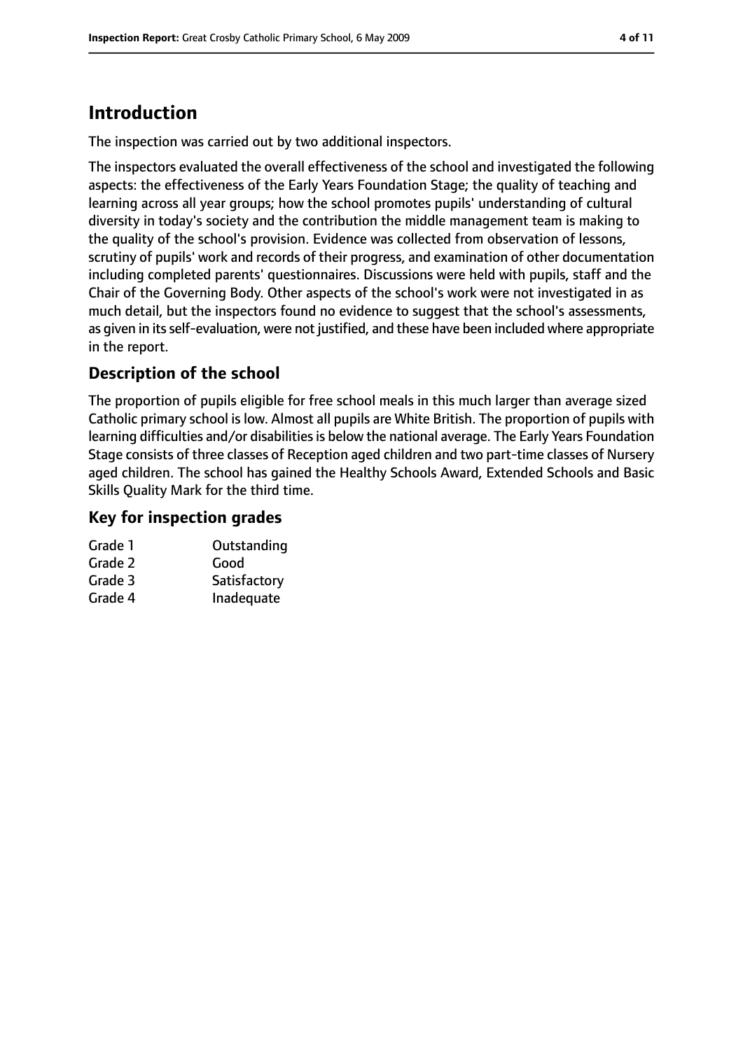# Introduction

The inspection was carried out by two additional inspectors.

The inspectors evaluated the overall effectiveness of the school and investigated the following aspects: the effectiveness of the Early Years Foundation Stage; the quality of teaching and learning across all year groups; how the school promotes pupils' understanding of cultural diversity in today's society and the contribution the middle management team is making to the quality of the school's provision. Evidence was collected from observation of lessons, scrutiny of pupils' work and records of their progress, and examination of other documentation including completed parents' questionnaires. Discussions were held with pupils, staff and the Chair of the Governing Body. Other aspects of the school's work were not investigated in as much detail, but the inspectors found no evidence to suggest that the school's assessments, as given in its self-evaluation, were not justified, and these have been included where appropriate in the report.

## Description of the school

The proportion of pupils eligible for free school meals in this much larger than average sized Catholic primary school is low. Almost all pupils are White British. The proportion of pupils with learning difficulties and/or disabilities is below the national average. The Early Years Foundation Stage consists of three classes of Reception aged children and two part-time classes of Nursery aged children. The school has gained the Healthy Schools Award, Extended Schools and Basic Skills Quality Mark for the third time.

## Key for inspection grades

| | |
|---|---|
| Grade 1 | Outstanding |
| Grade 2 | Good |
| Grade 3 | Satisfactory |
| Grade 4 | Inadequate |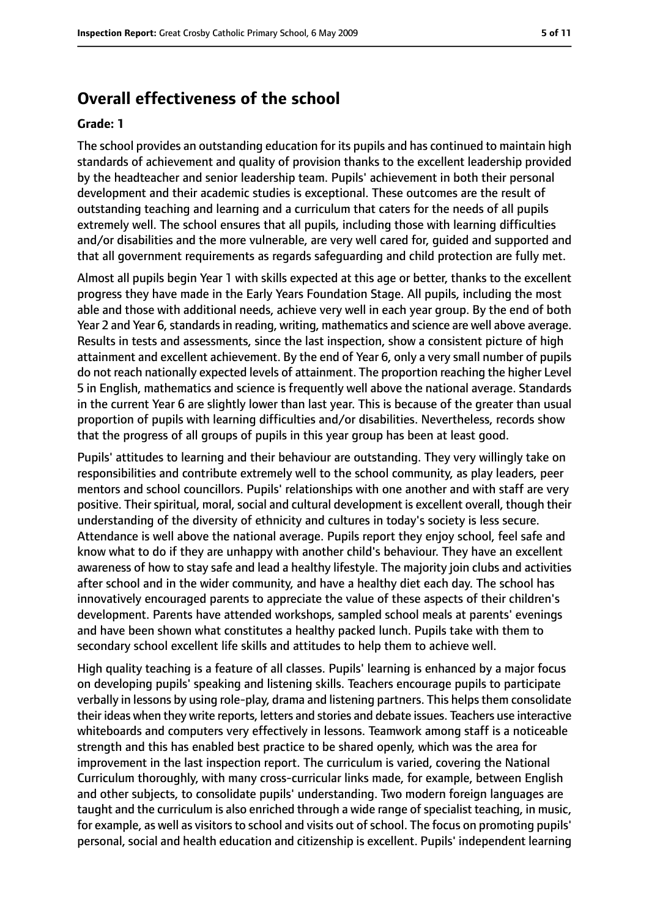## Overall effectiveness of the school

**Grade: 1**

The school provides an outstanding education for its pupils and has continued to maintain high standards of achievement and quality of provision thanks to the excellent leadership provided by the headteacher and senior leadership team. Pupils' achievement in both their personal development and their academic studies is exceptional. These outcomes are the result of outstanding teaching and learning and a curriculum that caters for the needs of all pupils extremely well. The school ensures that all pupils, including those with learning difficulties and/or disabilities and the more vulnerable, are very well cared for, guided and supported and that all government requirements as regards safeguarding and child protection are fully met.

Almost all pupils begin Year 1 with skills expected at this age or better, thanks to the excellent progress they have made in the Early Years Foundation Stage. All pupils, including the most able and those with additional needs, achieve very well in each year group. By the end of both Year 2 and Year 6, standards in reading, writing, mathematics and science are well above average. Results in tests and assessments, since the last inspection, show a consistent picture of high attainment and excellent achievement. By the end of Year 6, only a very small number of pupils do not reach nationally expected levels of attainment. The proportion reaching the higher Level 5 in English, mathematics and science is frequently well above the national average. Standards in the current Year 6 are slightly lower than last year. This is because of the greater than usual proportion of pupils with learning difficulties and/or disabilities. Nevertheless, records show that the progress of all groups of pupils in this year group has been at least good.

Pupils' attitudes to learning and their behaviour are outstanding. They very willingly take on responsibilities and contribute extremely well to the school community, as play leaders, peer mentors and school councillors. Pupils' relationships with one another and with staff are very positive. Their spiritual, moral, social and cultural development is excellent overall, though their understanding of the diversity of ethnicity and cultures in today's society is less secure. Attendance is well above the national average. Pupils report they enjoy school, feel safe and know what to do if they are unhappy with another child's behaviour. They have an excellent awareness of how to stay safe and lead a healthy lifestyle. The majority join clubs and activities after school and in the wider community, and have a healthy diet each day. The school has innovatively encouraged parents to appreciate the value of these aspects of their children's development. Parents have attended workshops, sampled school meals at parents' evenings and have been shown what constitutes a healthy packed lunch. Pupils take with them to secondary school excellent life skills and attitudes to help them to achieve well.

High quality teaching is a feature of all classes. Pupils' learning is enhanced by a major focus on developing pupils' speaking and listening skills. Teachers encourage pupils to participate verbally in lessons by using role-play, drama and listening partners. This helps them consolidate their ideas when they write reports, letters and stories and debate issues. Teachers use interactive whiteboards and computers very effectively in lessons. Teamwork among staff is a noticeable strength and this has enabled best practice to be shared openly, which was the area for improvement in the last inspection report. The curriculum is varied, covering the National Curriculum thoroughly, with many cross-curricular links made, for example, between English and other subjects, to consolidate pupils' understanding. Two modern foreign languages are taught and the curriculum is also enriched through a wide range of specialist teaching, in music, for example, as well as visitors to school and visits out of school. The focus on promoting pupils' personal, social and health education and citizenship is excellent. Pupils' independent learning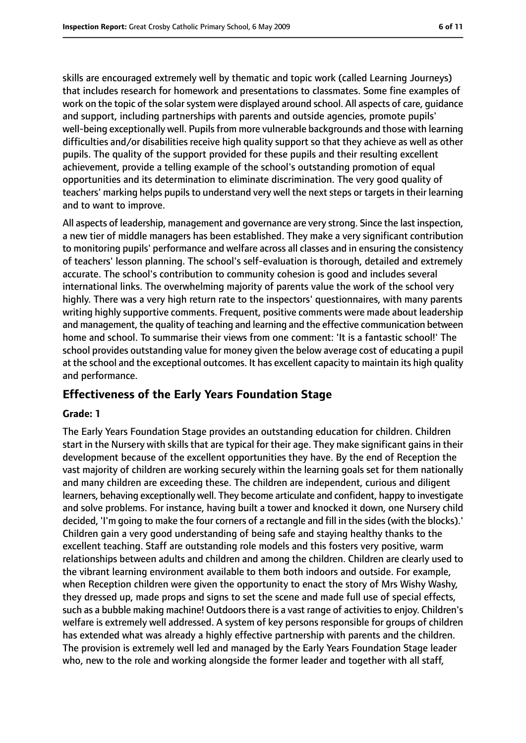skills are encouraged extremely well by thematic and topic work (called Learning Journeys) that includes research for homework and presentations to classmates. Some fine examples of work on the topic of the solar system were displayed around school. All aspects of care, guidance and support, including partnerships with parents and outside agencies, promote pupils' well-being exceptionally well. Pupils from more vulnerable backgrounds and those with learning difficulties and/or disabilities receive high quality support so that they achieve as well as other pupils. The quality of the support provided for these pupils and their resulting excellent achievement, provide a telling example of the school's outstanding promotion of equal opportunities and its determination to eliminate discrimination. The very good quality of teachers' marking helps pupils to understand very well the next steps or targets in their learning and to want to improve.

All aspects of leadership, management and governance are very strong. Since the last inspection, a new tier of middle managers has been established. They make a very significant contribution to monitoring pupils' performance and welfare across all classes and in ensuring the consistency of teachers' lesson planning. The school's self-evaluation is thorough, detailed and extremely accurate. The school's contribution to community cohesion is good and includes several international links. The overwhelming majority of parents value the work of the school very highly. There was a very high return rate to the inspectors' questionnaires, with many parents writing highly supportive comments. Frequent, positive comments were made about leadership and management, the quality of teaching and learning and the effective communication between home and school. To summarise their views from one comment: 'It is a fantastic school!' The school provides outstanding value for money given the below average cost of educating a pupil at the school and the exceptional outcomes. It has excellent capacity to maintain its high quality and performance.

## Effectiveness of the Early Years Foundation Stage

**Grade: 1**

The Early Years Foundation Stage provides an outstanding education for children. Children start in the Nursery with skills that are typical for their age. They make significant gains in their development because of the excellent opportunities they have. By the end of Reception the vast majority of children are working securely within the learning goals set for them nationally and many children are exceeding these. The children are independent, curious and diligent learners, behaving exceptionally well. They become articulate and confident, happy to investigate and solve problems. For instance, having built a tower and knocked it down, one Nursery child decided, 'I'm going to make the four corners of a rectangle and fill in the sides (with the blocks).' Children gain a very good understanding of being safe and staying healthy thanks to the excellent teaching. Staff are outstanding role models and this fosters very positive, warm relationships between adults and children and among the children. Children are clearly used to the vibrant learning environment available to them both indoors and outside. For example, when Reception children were given the opportunity to enact the story of Mrs Wishy Washy, they dressed up, made props and signs to set the scene and made full use of special effects, such as a bubble making machine! Outdoors there is a vast range of activities to enjoy. Children's welfare is extremely well addressed. A system of key persons responsible for groups of children has extended what was already a highly effective partnership with parents and the children. The provision is extremely well led and managed by the Early Years Foundation Stage leader who, new to the role and working alongside the former leader and together with all staff,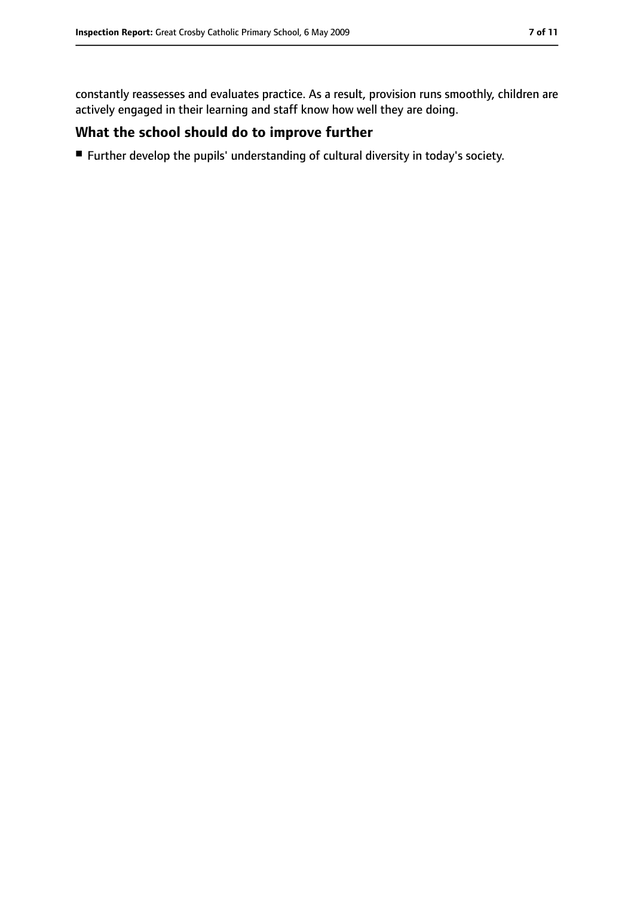constantly reassesses and evaluates practice. As a result, provision runs smoothly, children are actively engaged in their learning and staff know how well they are doing.

## What the school should do to improve further

- Further develop the pupils' understanding of cultural diversity in today's society.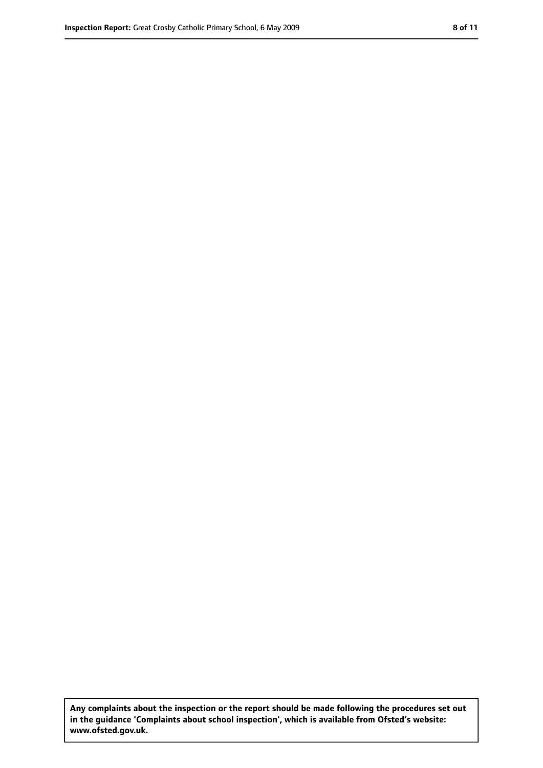**Any complaints about the inspection or the report should be made following the procedures set out in the guidance 'Complaints about school inspection', which is available from Ofsted's website: www.ofsted.gov.uk.**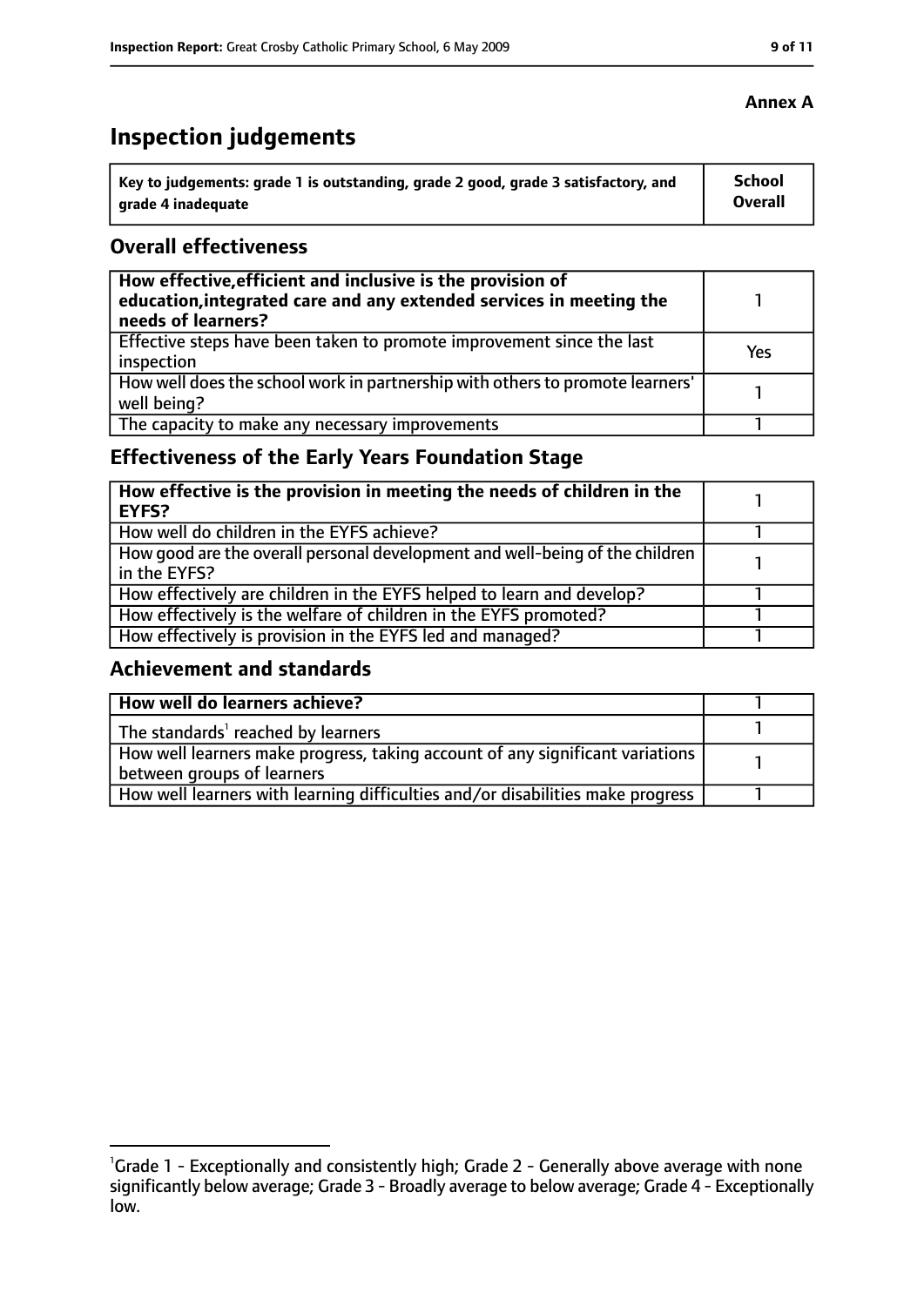**Annex A**

# Inspection judgements

| Key to judgements: grade 1 is outstanding, grade 2 good, grade 3 satisfactory, and grade 4 inadequate | School Overall |
|---|---|

## Overall effectiveness

| How effective, efficient and inclusive is the provision of education, integrated care and any extended services in meeting the needs of learners? | 1 |
|---|---|
| Effective steps have been taken to promote improvement since the last inspection | Yes |
| How well does the school work in partnership with others to promote learners' well being? | 1 |
| The capacity to make any necessary improvements | 1 |

## Effectiveness of the Early Years Foundation Stage

| How effective is the provision in meeting the needs of children in the EYFS? | 1 |
|---|---|
| How well do children in the EYFS achieve? | 1 |
| How good are the overall personal development and well-being of the children in the EYFS? | 1 |
| How effectively are children in the EYFS helped to learn and develop? | 1 |
| How effectively is the welfare of children in the EYFS promoted? | 1 |
| How effectively is provision in the EYFS led and managed? | 1 |

## Achievement and standards

| How well do learners achieve? | 1 |
|---|---|
| The standards[1] reached by learners | 1 |
| How well learners make progress, taking account of any significant variations between groups of learners | 1 |
| How well learners with learning difficulties and/or disabilities make progress | 1 |

[1]Grade 1 - Exceptionally and consistently high; Grade 2 - Generally above average with none significantly below average; Grade 3 - Broadly average to below average; Grade 4 - Exceptionally low.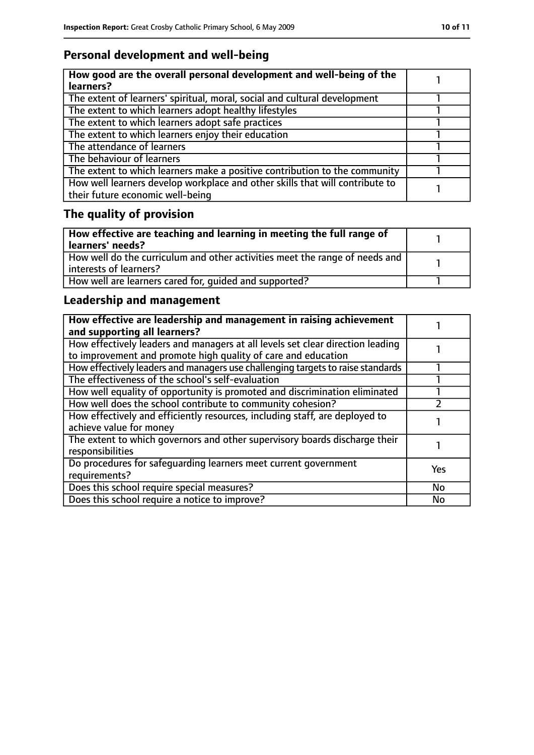## Personal development and well-being

| How good are the overall personal development and well-being of the learners? | 1 |
|---|---|
| The extent of learners' spiritual, moral, social and cultural development | 1 |
| The extent to which learners adopt healthy lifestyles | 1 |
| The extent to which learners adopt safe practices | 1 |
| The extent to which learners enjoy their education | 1 |
| The attendance of learners | 1 |
| The behaviour of learners | 1 |
| The extent to which learners make a positive contribution to the community | 1 |
| How well learners develop workplace and other skills that will contribute to their future economic well-being | 1 |

## The quality of provision

| How effective are teaching and learning in meeting the full range of learners' needs? | 1 |
|---|---|
| How well do the curriculum and other activities meet the range of needs and interests of learners? | 1 |
| How well are learners cared for, guided and supported? | 1 |

## Leadership and management

| How effective are leadership and management in raising achievement and supporting all learners? | 1 |
|---|---|
| How effectively leaders and managers at all levels set clear direction leading to improvement and promote high quality of care and education | 1 |
| How effectively leaders and managers use challenging targets to raise standards | 1 |
| The effectiveness of the school's self-evaluation | 1 |
| How well equality of opportunity is promoted and discrimination eliminated | 1 |
| How well does the school contribute to community cohesion? | 2 |
| How effectively and efficiently resources, including staff, are deployed to achieve value for money | 1 |
| The extent to which governors and other supervisory boards discharge their responsibilities | 1 |
| Do procedures for safeguarding learners meet current government requirements? | Yes |
| Does this school require special measures? | No |
| Does this school require a notice to improve? | No |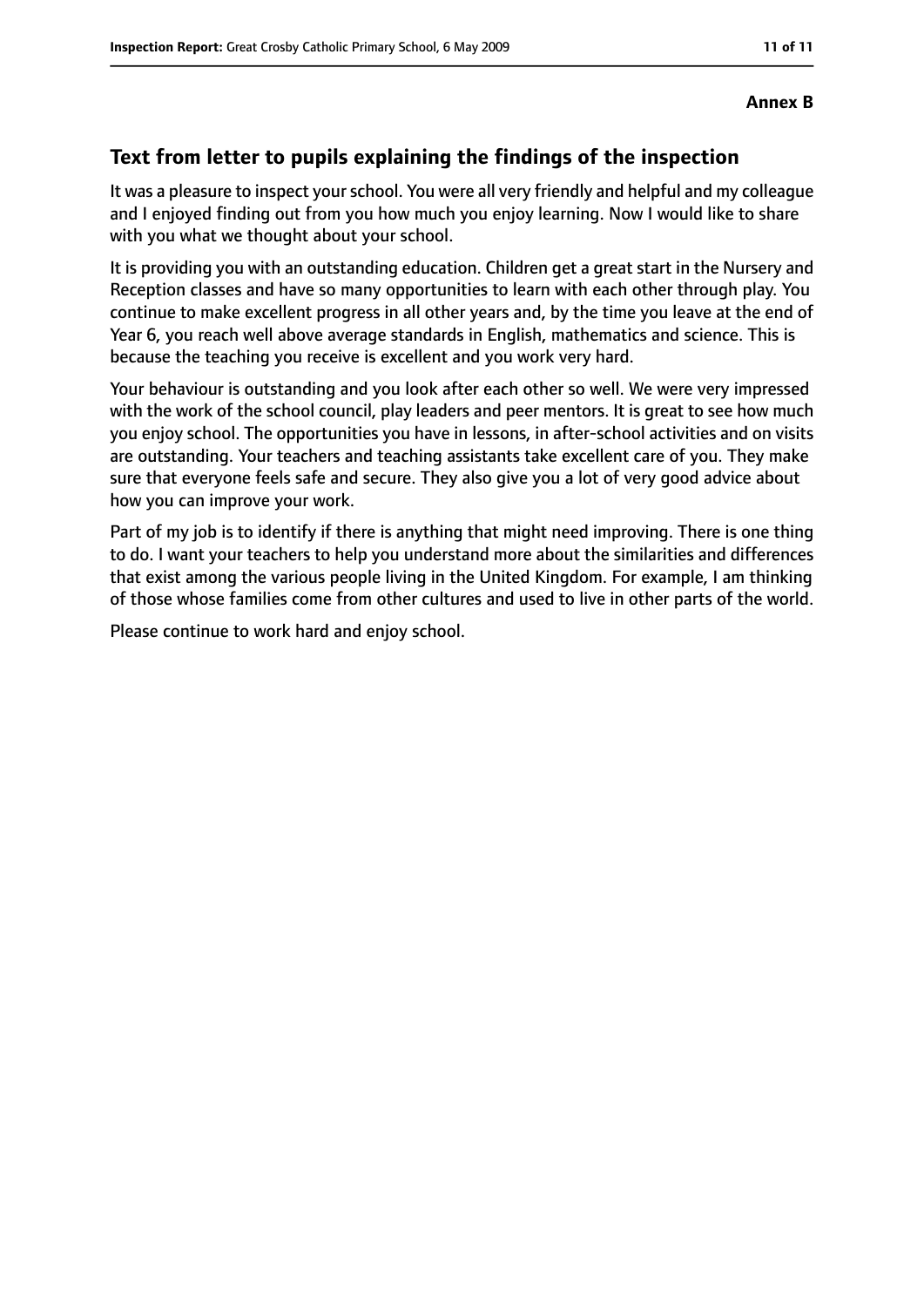**Annex B**

## Text from letter to pupils explaining the findings of the inspection

It was a pleasure to inspect your school. You were all very friendly and helpful and my colleague and I enjoyed finding out from you how much you enjoy learning. Now I would like to share with you what we thought about your school.

It is providing you with an outstanding education. Children get a great start in the Nursery and Reception classes and have so many opportunities to learn with each other through play. You continue to make excellent progress in all other years and, by the time you leave at the end of Year 6, you reach well above average standards in English, mathematics and science. This is because the teaching you receive is excellent and you work very hard.

Your behaviour is outstanding and you look after each other so well. We were very impressed with the work of the school council, play leaders and peer mentors. It is great to see how much you enjoy school. The opportunities you have in lessons, in after-school activities and on visits are outstanding. Your teachers and teaching assistants take excellent care of you. They make sure that everyone feels safe and secure. They also give you a lot of very good advice about how you can improve your work.

Part of my job is to identify if there is anything that might need improving. There is one thing to do. I want your teachers to help you understand more about the similarities and differences that exist among the various people living in the United Kingdom. For example, I am thinking of those whose families come from other cultures and used to live in other parts of the world.

Please continue to work hard and enjoy school.